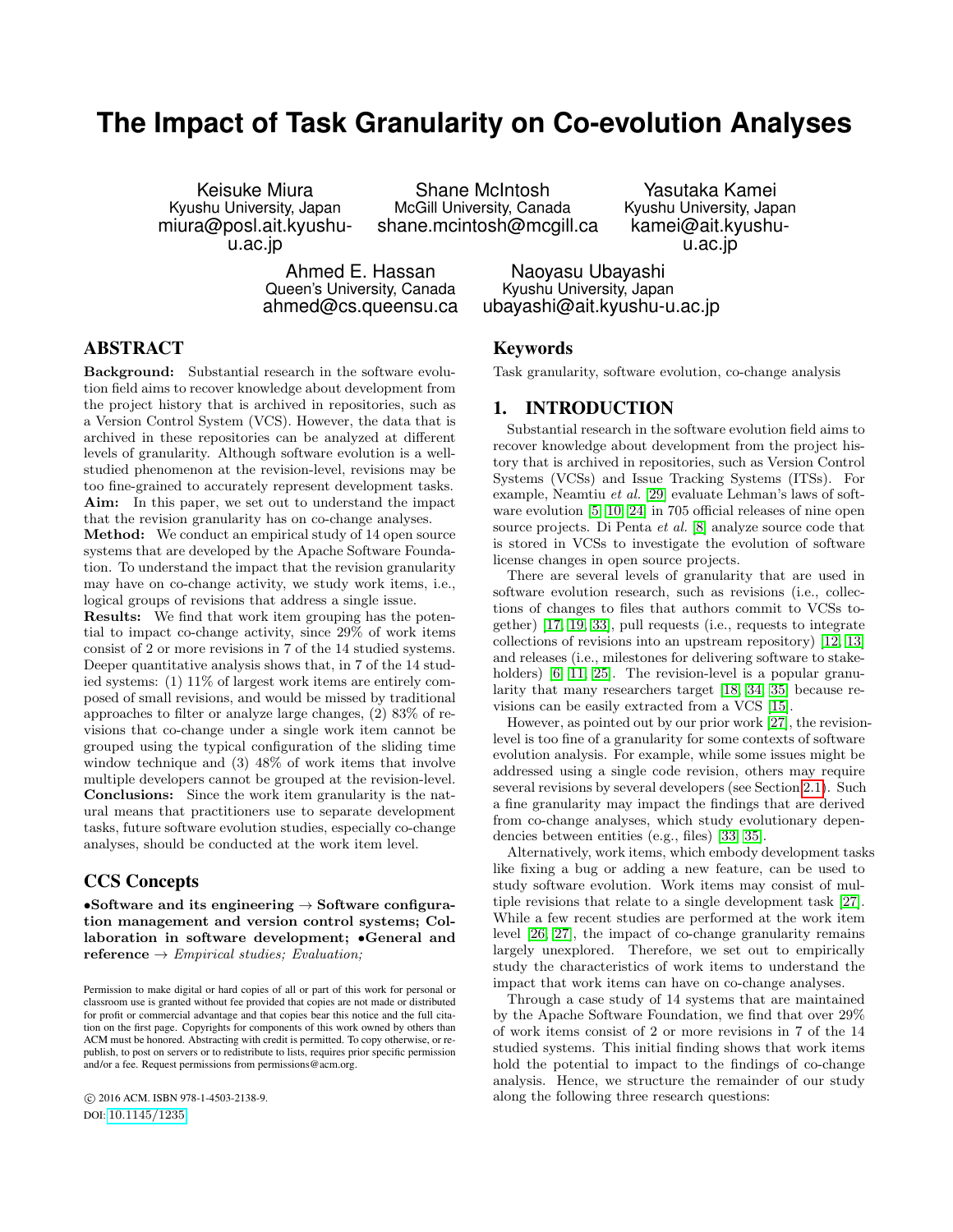# The Impact of Task Granularity on Co-evolution Analyses

Keisuke Miura
Kyushu University, Japan
miura@posl.ait.kyushu-u.ac.jp

Shane McIntosh
McGill University, Canada
shane.mcintosh@mcgill.ca

Yasutaka Kamei
Kyushu University, Japan
kamei@ait.kyushu-u.ac.jp

Ahmed E. Hassan
Queen's University, Canada
ahmed@cs.queensu.ca

Naoyasu Ubayashi
Kyushu University, Japan
ubayashi@ait.kyushu-u.ac.jp

## ABSTRACT

**Background:** Substantial research in the software evolution field aims to recover knowledge about development from the project history that is archived in repositories, such as a Version Control System (VCS). However, the data that is archived in these repositories can be analyzed at different levels of granularity. Although software evolution is a well-studied phenomenon at the revision-level, revisions may be too fine-grained to accurately represent development tasks.
**Aim:** In this paper, we set out to understand the impact that the revision granularity has on co-change analyses.
**Method:** We conduct an empirical study of 14 open source systems that are developed by the Apache Software Foundation. To understand the impact that the revision granularity may have on co-change activity, we study work items, i.e., logical groups of revisions that address a single issue.
**Results:** We find that work item grouping has the potential to impact co-change activity, since 29% of work items consist of 2 or more revisions in 7 of the 14 studied systems. Deeper quantitative analysis shows that, in 7 of the 14 studied systems: (1) 11% of largest work items are entirely composed of small revisions, and would be missed by traditional approaches to filter or analyze large changes, (2) 83% of revisions that co-change under a single work item cannot be grouped using the typical configuration of the sliding time window technique and (3) 48% of work items that involve multiple developers cannot be grouped at the revision-level.
**Conclusions:** Since the work item granularity is the natural means that practitioners use to separate development tasks, future software evolution studies, especially co-change analyses, should be conducted at the work item level.

## CCS Concepts

•**Software and its engineering** → **Software configuration management and version control systems; Collaboration in software development;** •**General and reference** → *Empirical studies; Evaluation;*

Permission to make digital or hard copies of all or part of this work for personal or classroom use is granted without fee provided that copies are not made or distributed for profit or commercial advantage and that copies bear this notice and the full citation on the first page. Copyrights for components of this work owned by others than ACM must be honored. Abstracting with credit is permitted. To copy otherwise, or republish, to post on servers or to redistribute to lists, requires prior specific permission and/or a fee. Request permissions from permissions@acm.org.

© 2016 ACM. ISBN 978-1-4503-2138-9.
DOI: 10.1145/1235

## Keywords

Task granularity, software evolution, co-change analysis

## 1. INTRODUCTION

Substantial research in the software evolution field aims to recover knowledge about development from the project history that is archived in repositories, such as Version Control Systems (VCSs) and Issue Tracking Systems (ITSs). For example, Neamtiu *et al.* [29] evaluate Lehman's laws of software evolution [5, 10, 24] in 705 official releases of nine open source projects. Di Penta *et al.* [8] analyze source code that is stored in VCSs to investigate the evolution of software license changes in open source projects.

There are several levels of granularity that are used in software evolution research, such as revisions (i.e., collections of changes to files that authors commit to VCSs together) [17, 19, 33], pull requests (i.e., requests to integrate collections of revisions into an upstream repository) [12, 13] and releases (i.e., milestones for delivering software to stakeholders) [6, 11, 25]. The revision-level is a popular granularity that many researchers target [18, 34, 35] because revisions can be easily extracted from a VCS [15].

However, as pointed out by our prior work [27], the revision-level is too fine of a granularity for some contexts of software evolution analysis. For example, while some issues might be addressed using a single code revision, others may require several revisions by several developers (see Section 2.1). Such a fine granularity may impact the findings that are derived from co-change analyses, which study evolutionary dependencies between entities (e.g., files) [33, 35].

Alternatively, work items, which embody development tasks like fixing a bug or adding a new feature, can be used to study software evolution. Work items may consist of multiple revisions that relate to a single development task [27]. While a few recent studies are performed at the work item level [26, 27], the impact of co-change granularity remains largely unexplored. Therefore, we set out to empirically study the characteristics of work items to understand the impact that work items can have on co-change analyses.

Through a case study of 14 systems that are maintained by the Apache Software Foundation, we find that over 29% of work items consist of 2 or more revisions in 7 of the 14 studied systems. This initial finding shows that work items hold the potential to impact to the findings of co-change analysis. Hence, we structure the remainder of our study along the following three research questions: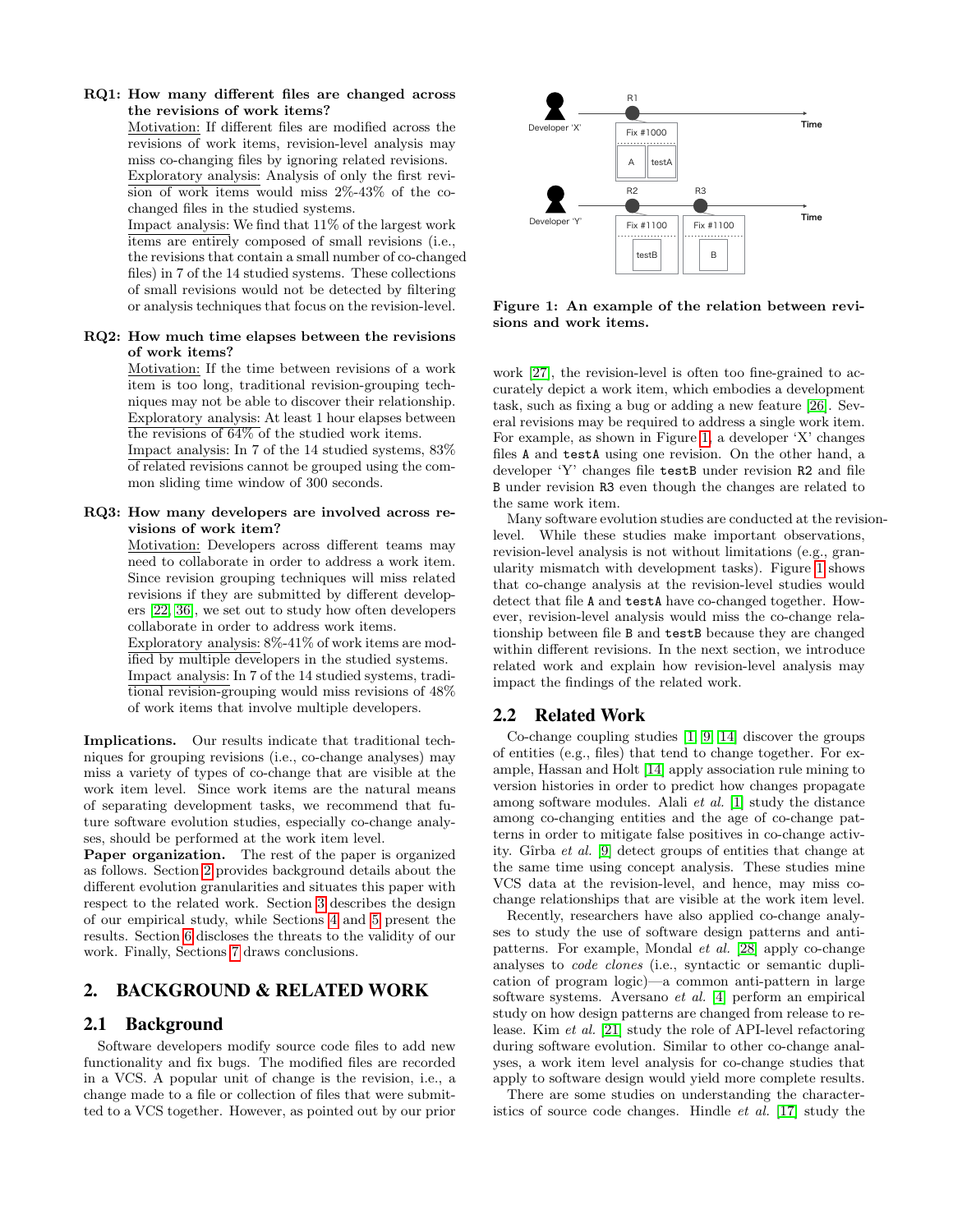**RQ1: How many different files are changed across the revisions of work items?**

Motivation: If different files are modified across the revisions of work items, revision-level analysis may miss co-changing files by ignoring related revisions.

Exploratory analysis: Analysis of only the first revision of work items would miss 2%-43% of the co-changed files in the studied systems.

Impact analysis: We find that 11% of the largest work items are entirely composed of small revisions (i.e., the revisions that contain a small number of co-changed files) in 7 of the 14 studied systems. These collections of small revisions would not be detected by filtering or analysis techniques that focus on the revision-level.

**RQ2: How much time elapses between the revisions of work items?**

Motivation: If the time between revisions of a work item is too long, traditional revision-grouping techniques may not be able to discover their relationship.

Exploratory analysis: At least 1 hour elapses between the revisions of 64% of the studied work items.

Impact analysis: In 7 of the 14 studied systems, 83% of related revisions cannot be grouped using the common sliding time window of 300 seconds.

**RQ3: How many developers are involved across revisions of work item?**

Motivation: Developers across different teams may need to collaborate in order to address a work item. Since revision grouping techniques will miss related revisions if they are submitted by different developers [22, 36], we set out to study how often developers collaborate in order to address work items.

Exploratory analysis: 8%-41% of work items are modified by multiple developers in the studied systems.

Impact analysis: In 7 of the 14 studied systems, traditional revision-grouping would miss revisions of 48% of work items that involve multiple developers.

**Implications.** Our results indicate that traditional techniques for grouping revisions (i.e., co-change analyses) may miss a variety of types of co-change that are visible at the work item level. Since work items are the natural means of separating development tasks, we recommend that future software evolution studies, especially co-change analyses, should be performed at the work item level.

**Paper organization.** The rest of the paper is organized as follows. Section 2 provides background details about the different evolution granularities and situates this paper with respect to the related work. Section 3 describes the design of our empirical study, while Sections 4 and 5 present the results. Section 6 discloses the threats to the validity of our work. Finally, Sections 7 draws conclusions.

## 2. BACKGROUND & RELATED WORK

### 2.1 Background

Software developers modify source code files to add new functionality and fix bugs. The modified files are recorded in a VCS. A popular unit of change is the revision, i.e., a change made to a file or collection of files that were submitted to a VCS together. However, as pointed out by our prior work [27], the revision-level is often too fine-grained to accurately depict a work item, which embodies a development task, such as fixing a bug or adding a new feature [26]. Several revisions may be required to address a single work item. For example, as shown in Figure 1, a developer 'X' changes files `A` and `testA` using one revision. On the other hand, a developer 'Y' changes file `testB` under revision `R2` and file `B` under revision `R3` even though the changes are related to the same work item.

**Figure 1: An example of the relation between revisions and work items.**

Many software evolution studies are conducted at the revision-level. While these studies make important observations, revision-level analysis is not without limitations (e.g., granularity mismatch with development tasks). Figure 1 shows that co-change analysis at the revision-level studies would detect that file `A` and `testA` have co-changed together. However, revision-level analysis would miss the co-change relationship between file `B` and `testB` because they are changed within different revisions. In the next section, we introduce related work and explain how revision-level analysis may impact the findings of the related work.

### 2.2 Related Work

Co-change coupling studies [1, 9, 14] discover the groups of entities (e.g., files) that tend to change together. For example, Hassan and Holt [14] apply association rule mining to version histories in order to predict how changes propagate among software modules. Alali *et al.* [1] study the distance among co-changing entities and the age of co-change patterns in order to mitigate false positives in co-change activity. Gîrba *et al.* [9] detect groups of entities that change at the same time using concept analysis. These studies mine VCS data at the revision-level, and hence, may miss co-change relationships that are visible at the work item level.

Recently, researchers have also applied co-change analyses to study the use of software design patterns and anti-patterns. For example, Mondal *et al.* [28] apply co-change analyses to *code clones* (i.e., syntactic or semantic duplication of program logic)—a common anti-pattern in large software systems. Aversano *et al.* [4] perform an empirical study on how design patterns are changed from release to release. Kim *et al.* [21] study the role of API-level refactoring during software evolution. Similar to other co-change analyses, a work item level analysis for co-change studies that apply to software design would yield more complete results.

There are some studies on understanding the characteristics of source code changes. Hindle *et al.* [17] study the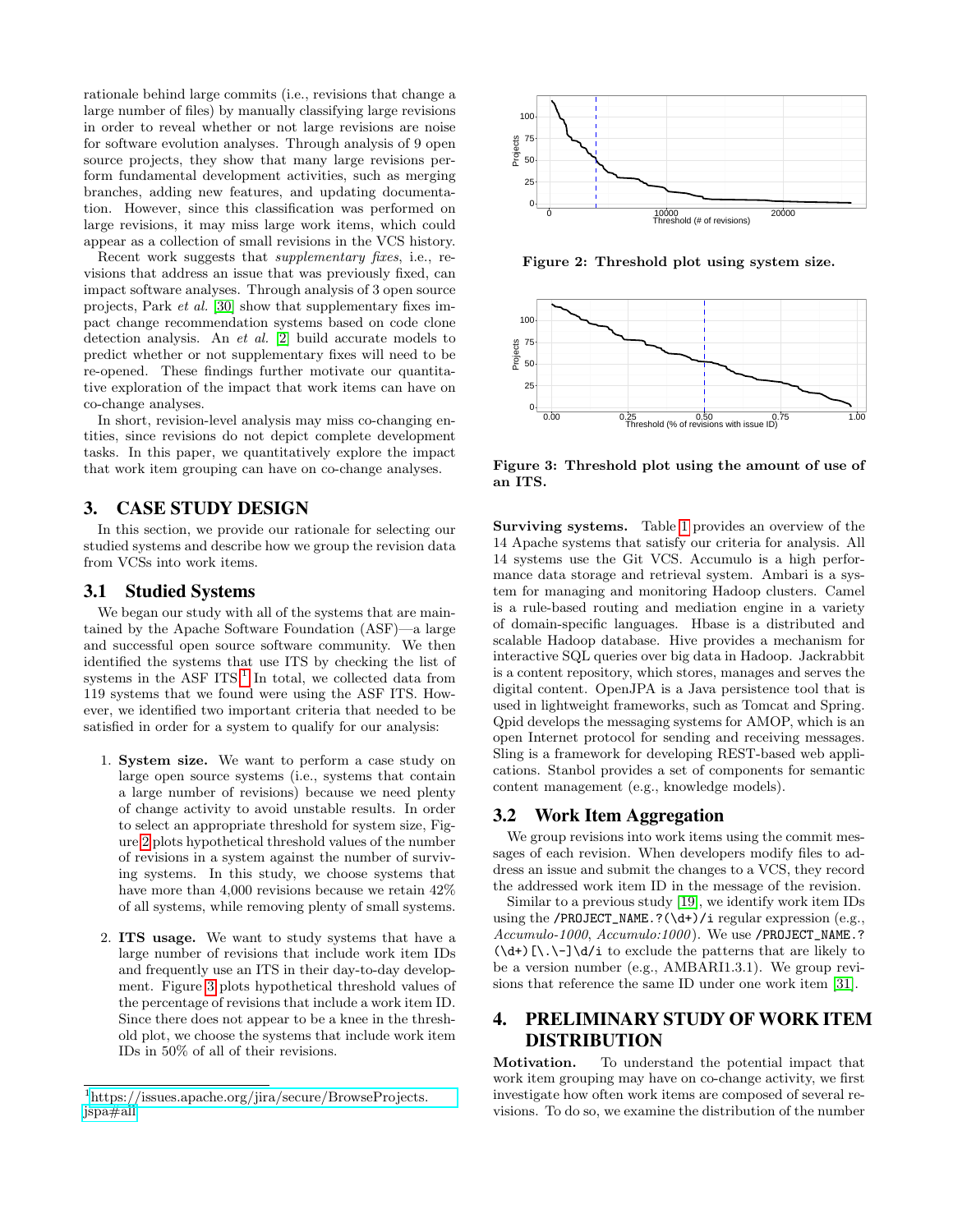rationale behind large commits (i.e., revisions that change a large number of files) by manually classifying large revisions in order to reveal whether or not large revisions are noise for software evolution analyses. Through analysis of 9 open source projects, they show that many large revisions perform fundamental development activities, such as merging branches, adding new features, and updating documentation. However, since this classification was performed on large revisions, it may miss large work items, which could appear as a collection of small revisions in the VCS history.

Recent work suggests that *supplementary fixes*, i.e., revisions that address an issue that was previously fixed, can impact software analyses. Through analysis of 3 open source projects, Park *et al.* [30] show that supplementary fixes impact change recommendation systems based on code clone detection analysis. An *et al.* [2] build accurate models to predict whether or not supplementary fixes will need to be re-opened. These findings further motivate our quantitative exploration of the impact that work items can have on co-change analyses.

In short, revision-level analysis may miss co-changing entities, since revisions do not depict complete development tasks. In this paper, we quantitatively explore the impact that work item grouping can have on co-change analyses.

# 3. CASE STUDY DESIGN

In this section, we provide our rationale for selecting our studied systems and describe how we group the revision data from VCSs into work items.

## 3.1 Studied Systems

We began our study with all of the systems that are maintained by the Apache Software Foundation (ASF)—a large and successful open source software community. We then identified the systems that use ITS by checking the list of systems in the ASF ITS.[1] In total, we collected data from 119 systems that we found were using the ASF ITS. However, we identified two important criteria that needed to be satisfied in order for a system to qualify for our analysis:

1. **System size.** We want to perform a case study on large open source systems (i.e., systems that contain a large number of revisions) because we need plenty of change activity to avoid unstable results. In order to select an appropriate threshold for system size, Figure 2 plots hypothetical threshold values of the number of revisions in a system against the number of surviving systems. In this study, we choose systems that have more than 4,000 revisions because we retain 42% of all systems, while removing plenty of small systems.

2. **ITS usage.** We want to study systems that have a large number of revisions that include work item IDs and frequently use an ITS in their day-to-day development. Figure 3 plots hypothetical threshold values of the percentage of revisions that include a work item ID. Since there does not appear to be a knee in the threshold plot, we choose the systems that include work item IDs in 50% of all of their revisions.

[1] https://issues.apache.org/jira/secure/BrowseProjects.jspa#all

**Figure 2: Threshold plot using system size.**

**Figure 3: Threshold plot using the amount of use of an ITS.**

**Surviving systems.** Table 1 provides an overview of the 14 Apache systems that satisfy our criteria for analysis. All 14 systems use the Git VCS. Accumulo is a high performance data storage and retrieval system. Ambari is a system for managing and monitoring Hadoop clusters. Camel is a rule-based routing and mediation engine in a variety of domain-specific languages. Hbase is a distributed and scalable Hadoop database. Hive provides a mechanism for interactive SQL queries over big data in Hadoop. Jackrabbit is a content repository, which stores, manages and serves the digital content. OpenJPA is a Java persistence tool that is used in lightweight frameworks, such as Tomcat and Spring. Qpid develops the messaging systems for AMOP, which is an open Internet protocol for sending and receiving messages. Sling is a framework for developing REST-based web applications. Stanbol provides a set of components for semantic content management (e.g., knowledge models).

## 3.2 Work Item Aggregation

We group revisions into work items using the commit messages of each revision. When developers modify files to address an issue and submit the changes to a VCS, they record the addressed work item ID in the message of the revision.

Similar to a previous study [19], we identify work item IDs using the `/PROJECT_NAME.?(\d+)/i` regular expression (e.g., *Accumulo-1000*, *Accumulo:1000*). We use `/PROJECT_NAME.?(\d+)[\.\-]\d/i` to exclude the patterns that are likely to be a version number (e.g., AMBARI1.3.1). We group revisions that reference the same ID under one work item [31].

# 4. PRELIMINARY STUDY OF WORK ITEM DISTRIBUTION

**Motivation.** To understand the potential impact that work item grouping may have on co-change activity, we first investigate how often work items are composed of several revisions. To do so, we examine the distribution of the number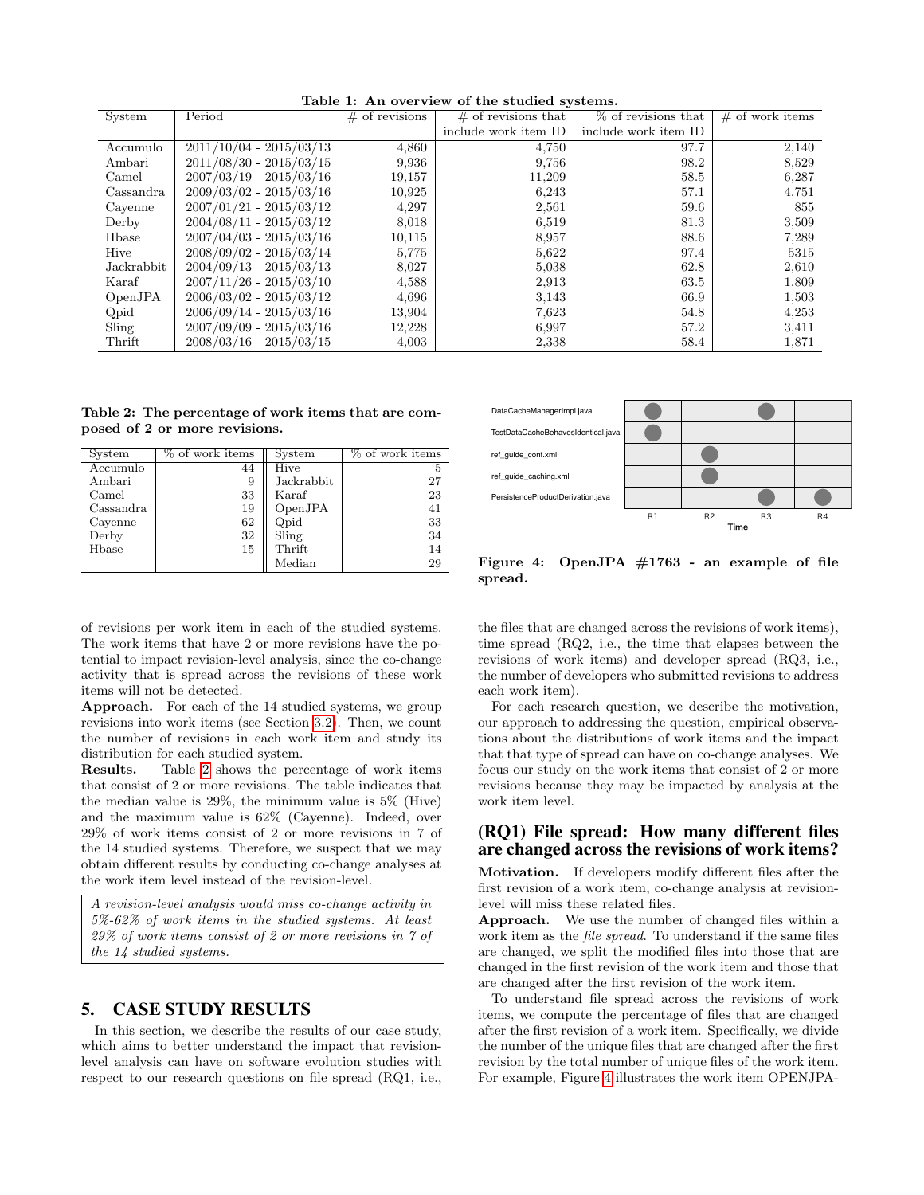Table 1: An overview of the studied systems.

| System | Period | # of revisions | # of revisions that include work item ID | % of revisions that include work item ID | # of work items |
|---|---|---|---|---|---|
| Accumulo | 2011/10/04 - 2015/03/13 | 4,860 | 4,750 | 97.7 | 2,140 |
| Ambari | 2011/08/30 - 2015/03/15 | 9,936 | 9,756 | 98.2 | 8,529 |
| Camel | 2007/03/19 - 2015/03/16 | 19,157 | 11,209 | 58.5 | 6,287 |
| Cassandra | 2009/03/02 - 2015/03/16 | 10,925 | 6,243 | 57.1 | 4,751 |
| Cayenne | 2007/01/21 - 2015/03/12 | 4,297 | 2,561 | 59.6 | 855 |
| Derby | 2004/08/11 - 2015/03/12 | 8,018 | 6,519 | 81.3 | 3,509 |
| Hbase | 2007/04/03 - 2015/03/16 | 10,115 | 8,957 | 88.6 | 7,289 |
| Hive | 2008/09/02 - 2015/03/14 | 5,775 | 5,622 | 97.4 | 5315 |
| Jackrabbit | 2004/09/13 - 2015/03/13 | 8,027 | 5,038 | 62.8 | 2,610 |
| Karaf | 2007/11/26 - 2015/03/10 | 4,588 | 2,913 | 63.5 | 1,809 |
| OpenJPA | 2006/03/02 - 2015/03/12 | 4,696 | 3,143 | 66.9 | 1,503 |
| Qpid | 2006/09/14 - 2015/03/16 | 13,904 | 7,623 | 54.8 | 4,253 |
| Sling | 2007/09/09 - 2015/03/16 | 12,228 | 6,997 | 57.2 | 3,411 |
| Thrift | 2008/03/16 - 2015/03/15 | 4,003 | 2,338 | 58.4 | 1,871 |

Table 2: The percentage of work items that are composed of 2 or more revisions.

| System | % of work items | System | % of work items |
|---|---|---|---|
| Accumulo | 44 | Hive | 5 |
| Ambari | 9 | Jackrabbit | 27 |
| Camel | 33 | Karaf | 23 |
| Cassandra | 19 | OpenJPA | 41 |
| Cayenne | 62 | Qpid | 33 |
| Derby | 32 | Sling | 34 |
| Hbase | 15 | Thrift | 14 |
| | | Median | 29 |

of revisions per work item in each of the studied systems. The work items that have 2 or more revisions have the potential to impact revision-level analysis, since the co-change activity that is spread across the revisions of these work items will not be detected.

**Approach.** For each of the 14 studied systems, we group revisions into work items (see Section 3.2). Then, we count the number of revisions in each work item and study its distribution for each studied system.

**Results.** Table 2 shows the percentage of work items that consist of 2 or more revisions. The table indicates that the median value is 29%, the minimum value is 5% (Hive) and the maximum value is 62% (Cayenne). Indeed, over 29% of work items consist of 2 or more revisions in 7 of the 14 studied systems. Therefore, we suspect that we may obtain different results by conducting co-change analyses at the work item level instead of the revision-level.

> *A revision-level analysis would miss co-change activity in 5%-62% of work items in the studied systems. At least 29% of work items consist of 2 or more revisions in 7 of the 14 studied systems.*

## 5. CASE STUDY RESULTS

In this section, we describe the results of our case study, which aims to better understand the impact that revision-level analysis can have on software evolution studies with respect to our research questions on file spread (RQ1, i.e., the files that are changed across the revisions of work items), time spread (RQ2, i.e., the time that elapses between the revisions of work items) and developer spread (RQ3, i.e., the number of developers who submitted revisions to address each work item).

For each research question, we describe the motivation, our approach to addressing the question, empirical observations about the distributions of work items and the impact that that type of spread can have on co-change analyses. We focus our study on the work items that consist of 2 or more revisions because they may be impacted by analysis at the work item level.

| | R1 | R2 | R3 | R4 |
|---|---|---|---|---|
| DataCacheManagerImpl.java | ● | | ● | |
| TestDataCacheBehavesIdentical.java | ● | | | |
| ref_guide_conf.xml | | ● | | |
| ref_guide_caching.xml | | ● | | |
| PersistenceProductDerivation.java | | | ● | ● |

Time

Figure 4: OpenJPA #1763 - an example of file spread.

### (RQ1) File spread: How many different files are changed across the revisions of work items?

**Motivation.** If developers modify different files after the first revision of a work item, co-change analysis at revision-level will miss these related files.

**Approach.** We use the number of changed files within a work item as the *file spread*. To understand if the same files are changed, we split the modified files into those that are changed in the first revision of the work item and those that are changed after the first revision of the work item.

To understand file spread across the revisions of work items, we compute the percentage of files that are changed after the first revision of a work item. Specifically, we divide the number of the unique files that are changed after the first revision by the total number of unique files of the work item. For example, Figure 4 illustrates the work item OPENJPA-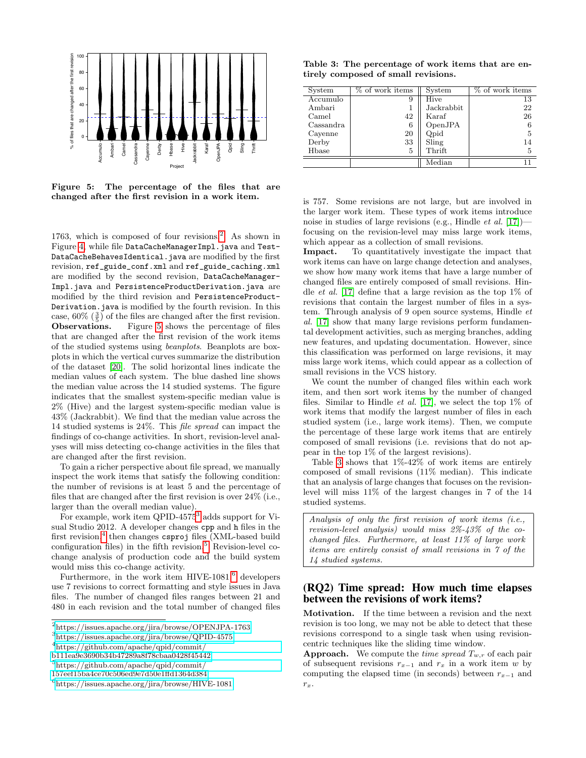Figure 5: The percentage of the files that are changed after the first revision in a work item.

1763, which is composed of four revisions[2]. As shown in Figure 4, while file `DataCacheManagerImpl.java` and `TestDataCacheBehavesIdentical.java` are modified by the first revision, `ref_guide_conf.xml` and `ref_guide_caching.xml` are modified by the second revision, `DataCacheManagerImpl.java` and `PersistenceProductDerivation.java` are modified by the third revision and `PersistenceProductDerivation.java` is modified by the fourth revision. In this case, 60% ($\frac{3}{5}$) of the files are changed after the first revision.

**Observations.** Figure 5 shows the percentage of files that are changed after the first revision of the work items of the studied systems using *beanplots*. Beanplots are boxplots in which the vertical curves summarize the distribution of the dataset [20]. The solid horizontal lines indicate the median values of each system. The blue dashed line shows the median value across the 14 studied systems. The figure indicates that the smallest system-specific median value is 2% (Hive) and the largest system-specific median value is 43% (Jackrabbit). We find that the median value across the 14 studied systems is 24%. This *file spread* can impact the findings of co-change activities. In short, revision-level analyses will miss detecting co-change activities in the files that are changed after the first revision.

To gain a richer perspective about file spread, we manually inspect the work items that satisfy the following condition: the number of revisions is at least 5 and the percentage of files that are changed after the first revision is over 24% (i.e., larger than the overall median value).

For example, work item QPID-4575[3] adds support for Visual Studio 2012. A developer changes `cpp` and `h` files in the first revision,[4] then changes `csproj` files (XML-based build configuration files) in the fifth revision.[5] Revision-level co-change analysis of production code and the build system would miss this co-change activity.

Furthermore, in the work item HIVE-1081,[6] developers use 7 revisions to correct formatting and style issues in Java files. The number of changed files ranges between 21 and 480 in each revision and the total number of changed files is 757. Some revisions are not large, but are involved in the larger work item. These types of work items introduce noise in studies of large revisions (e.g., Hindle *et al.* [17])—focusing on the revision-level may miss large work items, which appear as a collection of small revisions.

**Impact.** To quantitatively investigate the impact that work items can have on large change detection and analyses, we show how many work items that have a large number of changed files are entirely composed of small revisions. Hindle *et al.* [17] define that a large revision as the top 1% of revisions that contain the largest number of files in a system. Through analysis of 9 open source systems, Hindle *et al.* [17] show that many large revisions perform fundamental development activities, such as merging branches, adding new features, and updating documentation. However, since this classification was performed on large revisions, it may miss large work items, which could appear as a collection of small revisions in the VCS history.

We count the number of changed files within each work item, and then sort work items by the number of changed files. Similar to Hindle *et al.* [17], we select the top 1% of work items that modify the largest number of files in each studied system (i.e., large work items). Then, we compute the percentage of these large work items that are entirely composed of small revisions (i.e. revisions that do not appear in the top 1% of the largest revisions).

Table 3: The percentage of work items that are entirely composed of small revisions.

| System | % of work items | System | % of work items |
|---|---|---|---|
| Accumulo | 9 | Hive | 13 |
| Ambari | 1 | Jackrabbit | 22 |
| Camel | 42 | Karaf | 26 |
| Cassandra | 6 | OpenJPA | 6 |
| Cayenne | 20 | Qpid | 5 |
| Derby | 33 | Sling | 14 |
| Hbase | 5 | Thrift | 5 |
| | | Median | 11 |

Table 3 shows that 1%-42% of work items are entirely composed of small revisions (11% median). This indicate that an analysis of large changes that focuses on the revision-level will miss 11% of the largest changes in 7 of the 14 studied systems.

> *Analysis of only the first revision of work items (i.e., revision-level analysis) would miss 2%-43% of the co-changed files. Furthermore, at least 11% of large work items are entirely consist of small revisions in 7 of the 14 studied systems.*

## (RQ2) Time spread: How much time elapses between the revisions of work items?

**Motivation.** If the time between a revision and the next revision is too long, we may not be able to detect that these revisions correspond to a single task when using revision-centric techniques like the sliding time window.

**Approach.** We compute the *time spread* $T_{w,r}$ of each pair of subsequent revisions $r_{x-1}$ and $r_x$ in a work item $w$ by computing the elapsed time (in seconds) between $r_{x-1}$ and $r_x$.

---

[2] https://issues.apache.org/jira/browse/OPENJPA-1763

[3] https://issues.apache.org/jira/browse/QPID-4575

[4] https://github.com/apache/qpid/commit/b111ea9e3690b34b47289a8f78cbaa0428f45442

[5] https://github.com/apache/qpid/commit/157eef15ba4ce70c506ed9e7d50e1ffd1364d384

[6] https://issues.apache.org/jira/browse/HIVE-1081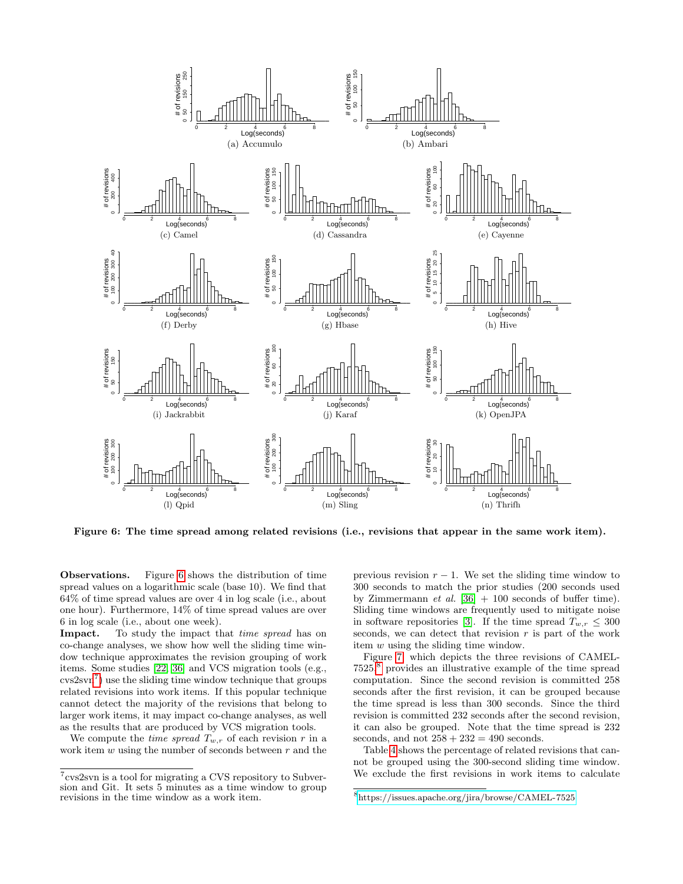Figure 6: The time spread among related revisions (i.e., revisions that appear in the same work item).

Subfigures: (a) Accumulo, (b) Ambari, (c) Camel, (d) Cassandra, (e) Cayenne, (f) Derby, (g) Hbase, (h) Hive, (i) Jackrabbit, (j) Karaf, (k) OpenJPA, (l) Qpid, (m) Sling, (n) Thrift

**Observations.** Figure 6 shows the distribution of time spread values on a logarithmic scale (base 10). We find that 64% of time spread values are over 4 in log scale (i.e., about one hour). Furthermore, 14% of time spread values are over 6 in log scale (i.e., about one week).

**Impact.** To study the impact that *time spread* has on co-change analyses, we show how well the sliding time window technique approximates the revision grouping of work items. Some studies [22, 36] and VCS migration tools (e.g., cvs2svn[7]) use the sliding time window technique that groups related revisions into work items. If this popular technique cannot detect the majority of the revisions that belong to larger work items, it may impact co-change analyses, as well as the results that are produced by VCS migration tools.

We compute the *time spread* $T_{w,r}$ of each revision $r$ in a work item $w$ using the number of seconds between $r$ and the previous revision $r-1$. We set the sliding time window to 300 seconds to match the prior studies (200 seconds used by Zimmermann *et al.* [36] + 100 seconds of buffer time). Sliding time windows are frequently used to mitigate noise in software repositories [3]. If the time spread $T_{w,r} \leq 300$ seconds, we can detect that revision $r$ is part of the work item $w$ using the sliding time window.

Figure 7, which depicts the three revisions of CAMEL-7525,[8] provides an illustrative example of the time spread computation. Since the second revision is committed 258 seconds after the first revision, it can be grouped because the time spread is less than 300 seconds. Since the third revision is committed 232 seconds after the second revision, it can also be grouped. Note that the time spread is 232 seconds, and not $258 + 232 = 490$ seconds.

Table 4 shows the percentage of related revisions that cannot be grouped using the 300-second sliding time window. We exclude the first revisions in work items to calculate

[7] cvs2svn is a tool for migrating a CVS repository to Subversion and Git. It sets 5 minutes as a time window to group revisions in the time window as a work item.

[8] https://issues.apache.org/jira/browse/CAMEL-7525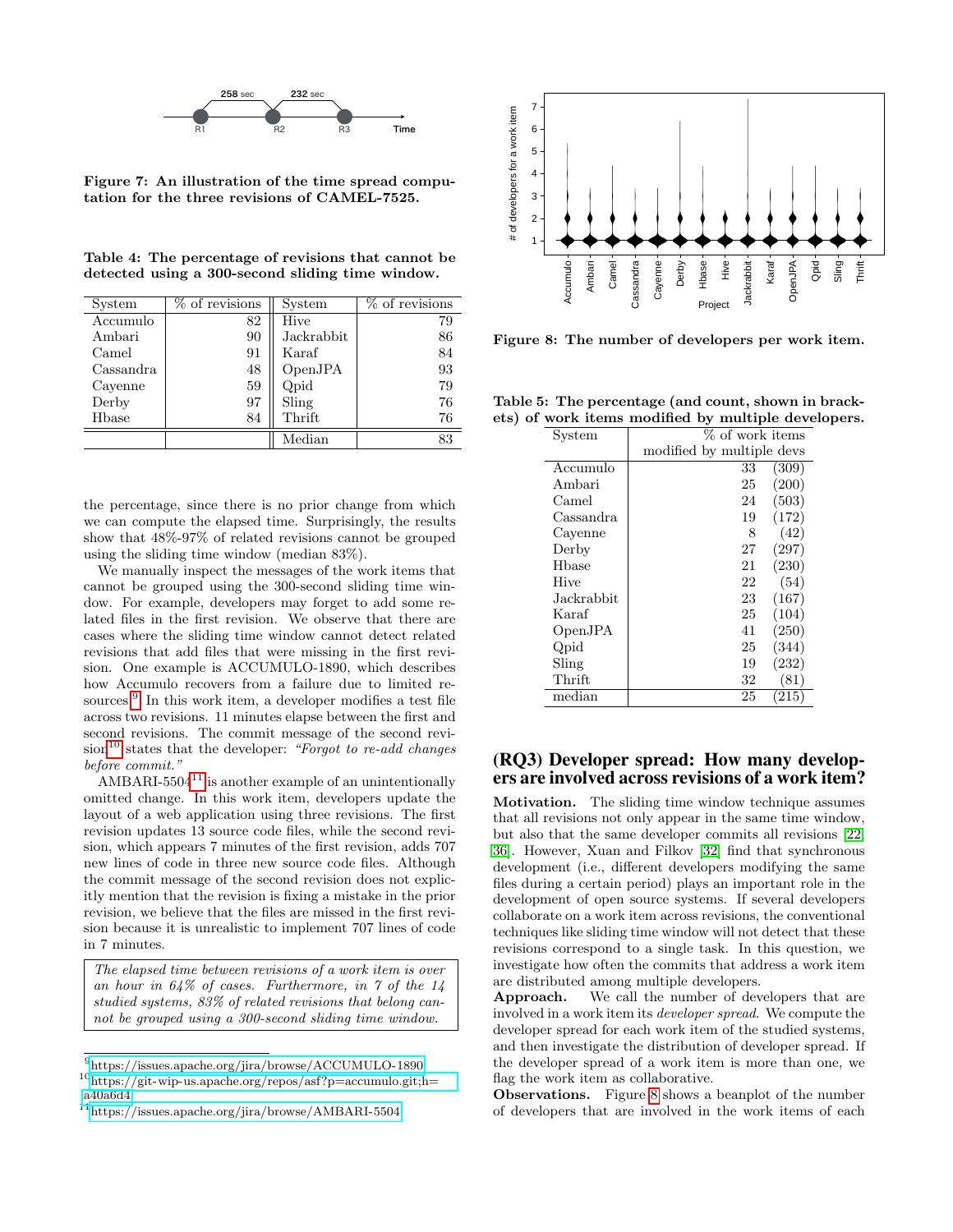Figure 7: An illustration of the time spread computation for the three revisions of CAMEL-7525.

Table 4: The percentage of revisions that cannot be detected using a 300-second sliding time window.

| System | % of revisions | System | % of revisions |
|---|---|---|---|
| Accumulo | 82 | Hive | 79 |
| Ambari | 90 | Jackrabbit | 86 |
| Camel | 91 | Karaf | 84 |
| Cassandra | 48 | OpenJPA | 93 |
| Cayenne | 59 | Qpid | 79 |
| Derby | 97 | Sling | 76 |
| Hbase | 84 | Thrift | 76 |
| | | Median | 83 |

the percentage, since there is no prior change from which we can compute the elapsed time. Surprisingly, the results show that 48%-97% of related revisions cannot be grouped using the sliding time window (median 83%).

We manually inspect the messages of the work items that cannot be grouped using the 300-second sliding time window. For example, developers may forget to add some related files in the first revision. We observe that there are cases where the sliding time window cannot detect related revisions that add files that were missing in the first revision. One example is ACCUMULO-1890, which describes how Accumulo recovers from a failure due to limited resources.[9] In this work item, a developer modifies a test file across two revisions. 11 minutes elapse between the first and second revisions. The commit message of the second revision[10] states that the developer: *"Forgot to re-add changes before commit."*

AMBARI-5504[11] is another example of an unintentionally omitted change. In this work item, developers update the layout of a web application using three revisions. The first revision updates 13 source code files, while the second revision, which appears 7 minutes of the first revision, adds 707 new lines of code in three new source code files. Although the commit message of the second revision does not explicitly mention that the revision is fixing a mistake in the prior revision, we believe that the files are missed in the first revision because it is unrealistic to implement 707 lines of code in 7 minutes.

> *The elapsed time between revisions of a work item is over an hour in 64% of cases. Furthermore, in 7 of the 14 studied systems, 83% of related revisions that belong cannot be grouped using a 300-second sliding time window.*

[9] https://issues.apache.org/jira/browse/ACCUMULO-1890
[10] https://git-wip-us.apache.org/repos/asf?p=accumulo.git;h=a40a6d4
[11] https://issues.apache.org/jira/browse/AMBARI-5504

Figure 8: The number of developers per work item.

Table 5: The percentage (and count, shown in brackets) of work items modified by multiple developers.

| System | % of work items modified by multiple devs |
|---|---|
| Accumulo | 33 (309) |
| Ambari | 25 (200) |
| Camel | 24 (503) |
| Cassandra | 19 (172) |
| Cayenne | 8 (42) |
| Derby | 27 (297) |
| Hbase | 21 (230) |
| Hive | 22 (54) |
| Jackrabbit | 23 (167) |
| Karaf | 25 (104) |
| OpenJPA | 41 (250) |
| Qpid | 25 (344) |
| Sling | 19 (232) |
| Thrift | 32 (81) |
| median | 25 (215) |

## (RQ3) Developer spread: How many developers are involved across revisions of a work item?

**Motivation.** The sliding time window technique assumes that all revisions not only appear in the same time window, but also that the same developer commits all revisions [22, 36]. However, Xuan and Filkov [32] find that synchronous development (i.e., different developers modifying the same files during a certain period) plays an important role in the development of open source systems. If several developers collaborate on a work item across revisions, the conventional techniques like sliding time window will not detect that these revisions correspond to a single task. In this question, we investigate how often the commits that address a work item are distributed among multiple developers.

**Approach.** We call the number of developers that are involved in a work item its *developer spread*. We compute the developer spread for each work item of the studied systems, and then investigate the distribution of developer spread. If the developer spread of a work item is more than one, we flag the work item as collaborative.

**Observations.** Figure 8 shows a beanplot of the number of developers that are involved in the work items of each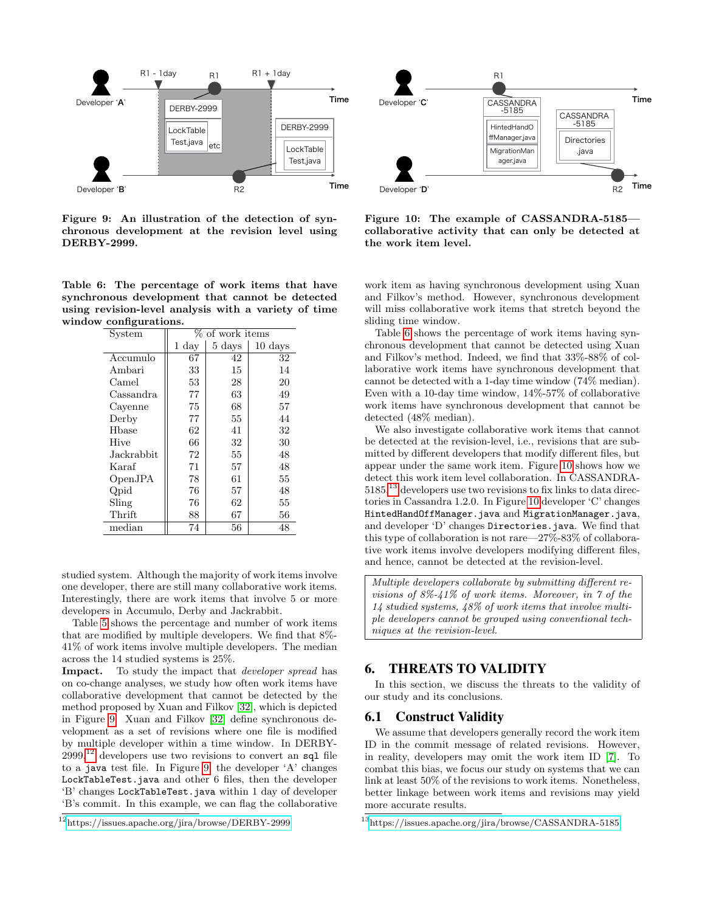Figure 9: An illustration of the detection of synchronous development at the revision level using DERBY-2999.

Figure 10: The example of CASSANDRA-5185—collaborative activity that can only be detected at the work item level.

Table 6: The percentage of work items that have synchronous development that cannot be detected using revision-level analysis with a variety of time window configurations.

| System | % of work items | | |
|---|---|---|---|
| | 1 day | 5 days | 10 days |
| Accumulo | 67 | 42 | 32 |
| Ambari | 33 | 15 | 14 |
| Camel | 53 | 28 | 20 |
| Cassandra | 77 | 63 | 49 |
| Cayenne | 75 | 68 | 57 |
| Derby | 77 | 55 | 44 |
| Hbase | 62 | 41 | 32 |
| Hive | 66 | 32 | 30 |
| Jackrabbit | 72 | 55 | 48 |
| Karaf | 71 | 57 | 48 |
| OpenJPA | 78 | 61 | 55 |
| Qpid | 76 | 57 | 48 |
| Sling | 76 | 62 | 55 |
| Thrift | 88 | 67 | 56 |
| median | 74 | 56 | 48 |

studied system. Although the majority of work items involve one developer, there are still many collaborative work items. Interestingly, there are work items that involve 5 or more developers in Accumulo, Derby and Jackrabbit.

Table 5 shows the percentage and number of work items that are modified by multiple developers. We find that 8%-41% of work items involve multiple developers. The median across the 14 studied systems is 25%.

**Impact.** To study the impact that *developer spread* has on co-change analyses, we study how often work items have collaborative development that cannot be detected by the method proposed by Xuan and Filkov [32], which is depicted in Figure 9. Xuan and Filkov [32] define synchronous development as a set of revisions where one file is modified by multiple developer within a time window. In DERBY-2999,[12] developers use two revisions to convert an `sql` file to a `java` test file. In Figure 9, the developer 'A' changes `LockTableTest.java` and other 6 files, then the developer 'B' changes `LockTableTest.java` within 1 day of developer 'B's commit. In this example, we can flag the collaborative work item as having synchronous development using Xuan and Filkov's method. However, synchronous development will miss collaborative work items that stretch beyond the sliding time window.

Table 6 shows the percentage of work items having synchronous development that cannot be detected using Xuan and Filkov's method. Indeed, we find that 33%-88% of collaborative work items have synchronous development that cannot be detected with a 1-day time window (74% median). Even with a 10-day time window, 14%-57% of collaborative work items have synchronous development that cannot be detected (48% median).

We also investigate collaborative work items that cannot be detected at the revision-level, i.e., revisions that are submitted by different developers that modify different files, but appear under the same work item. Figure 10 shows how we detect this work item level collaboration. In CASSANDRA-5185,[13] developers use two revisions to fix links to data directories in Cassandra 1.2.0. In Figure 10 developer 'C' changes `HintedHandOffManager.java` and `MigrationManager.java`, and developer 'D' changes `Directories.java`. We find that this type of collaboration is not rare—27%-83% of collaborative work items involve developers modifying different files, and hence, cannot be detected at the revision-level.

> *Multiple developers collaborate by submitting different revisions of 8%-41% of work items. Moreover, in 7 of the 14 studied systems, 48% of work items that involve multiple developers cannot be grouped using conventional techniques at the revision-level.*

## 6. THREATS TO VALIDITY

In this section, we discuss the threats to the validity of our study and its conclusions.

### 6.1 Construct Validity

We assume that developers generally record the work item ID in the commit message of related revisions. However, in reality, developers may omit the work item ID [7]. To combat this bias, we focus our study on systems that we can link at least 50% of the revisions to work items. Nonetheless, better linkage between work items and revisions may yield more accurate results.

[12] https://issues.apache.org/jira/browse/DERBY-2999

[13] https://issues.apache.org/jira/browse/CASSANDRA-5185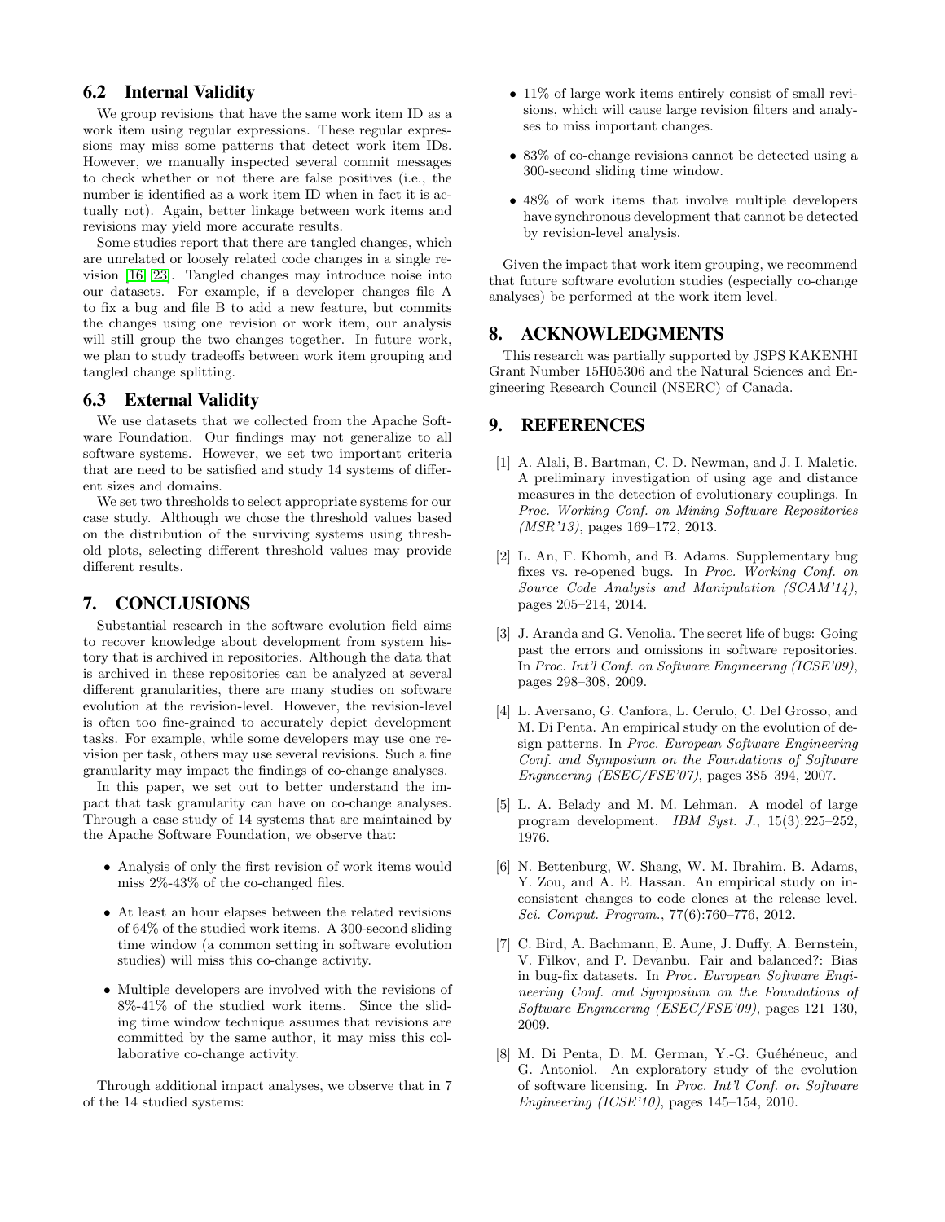## 6.2 Internal Validity

We group revisions that have the same work item ID as a work item using regular expressions. These regular expressions may miss some patterns that detect work item IDs. However, we manually inspected several commit messages to check whether or not there are false positives (i.e., the number is identified as a work item ID when in fact it is actually not). Again, better linkage between work items and revisions may yield more accurate results.

Some studies report that there are tangled changes, which are unrelated or loosely related code changes in a single revision [16] [23]. Tangled changes may introduce noise into our datasets. For example, if a developer changes file A to fix a bug and file B to add a new feature, but commits the changes using one revision or work item, our analysis will still group the two changes together. In future work, we plan to study tradeoffs between work item grouping and tangled change splitting.

## 6.3 External Validity

We use datasets that we collected from the Apache Software Foundation. Our findings may not generalize to all software systems. However, we set two important criteria that are need to be satisfied and study 14 systems of different sizes and domains.

We set two thresholds to select appropriate systems for our case study. Although we chose the threshold values based on the distribution of the surviving systems using threshold plots, selecting different threshold values may provide different results.

# 7. CONCLUSIONS

Substantial research in the software evolution field aims to recover knowledge about development from system history that is archived in repositories. Although the data that is archived in these repositories can be analyzed at several different granularities, there are many studies on software evolution at the revision-level. However, the revision-level is often too fine-grained to accurately depict development tasks. For example, while some developers may use one revision per task, others may use several revisions. Such a fine granularity may impact the findings of co-change analyses.

In this paper, we set out to better understand the impact that task granularity can have on co-change analyses. Through a case study of 14 systems that are maintained by the Apache Software Foundation, we observe that:

- Analysis of only the first revision of work items would miss 2%-43% of the co-changed files.
- At least an hour elapses between the related revisions of 64% of the studied work items. A 300-second sliding time window (a common setting in software evolution studies) will miss this co-change activity.
- Multiple developers are involved with the revisions of 8%-41% of the studied work items. Since the sliding time window technique assumes that revisions are committed by the same author, it may miss this collaborative co-change activity.

Through additional impact analyses, we observe that in 7 of the 14 studied systems:

- 11% of large work items entirely consist of small revisions, which will cause large revision filters and analyses to miss important changes.
- 83% of co-change revisions cannot be detected using a 300-second sliding time window.
- 48% of work items that involve multiple developers have synchronous development that cannot be detected by revision-level analysis.

Given the impact that work item grouping, we recommend that future software evolution studies (especially co-change analyses) be performed at the work item level.

# 8. ACKNOWLEDGMENTS

This research was partially supported by JSPS KAKENHI Grant Number 15H05306 and the Natural Sciences and Engineering Research Council (NSERC) of Canada.

# 9. REFERENCES

[1] A. Alali, B. Bartman, C. D. Newman, and J. I. Maletic. A preliminary investigation of using age and distance measures in the detection of evolutionary couplings. In *Proc. Working Conf. on Mining Software Repositories (MSR'13)*, pages 169–172, 2013.

[2] L. An, F. Khomh, and B. Adams. Supplementary bug fixes vs. re-opened bugs. In *Proc. Working Conf. on Source Code Analysis and Manipulation (SCAM'14)*, pages 205–214, 2014.

[3] J. Aranda and G. Venolia. The secret life of bugs: Going past the errors and omissions in software repositories. In *Proc. Int'l Conf. on Software Engineering (ICSE'09)*, pages 298–308, 2009.

[4] L. Aversano, G. Canfora, L. Cerulo, C. Del Grosso, and M. Di Penta. An empirical study on the evolution of design patterns. In *Proc. European Software Engineering Conf. and Symposium on the Foundations of Software Engineering (ESEC/FSE'07)*, pages 385–394, 2007.

[5] L. A. Belady and M. M. Lehman. A model of large program development. *IBM Syst. J.*, 15(3):225–252, 1976.

[6] N. Bettenburg, W. Shang, W. M. Ibrahim, B. Adams, Y. Zou, and A. E. Hassan. An empirical study on inconsistent changes to code clones at the release level. *Sci. Comput. Program.*, 77(6):760–776, 2012.

[7] C. Bird, A. Bachmann, E. Aune, J. Duffy, A. Bernstein, V. Filkov, and P. Devanbu. Fair and balanced?: Bias in bug-fix datasets. In *Proc. European Software Engineering Conf. and Symposium on the Foundations of Software Engineering (ESEC/FSE'09)*, pages 121–130, 2009.

[8] M. Di Penta, D. M. German, Y.-G. Guéhéneuc, and G. Antoniol. An exploratory study of the evolution of software licensing. In *Proc. Int'l Conf. on Software Engineering (ICSE'10)*, pages 145–154, 2010.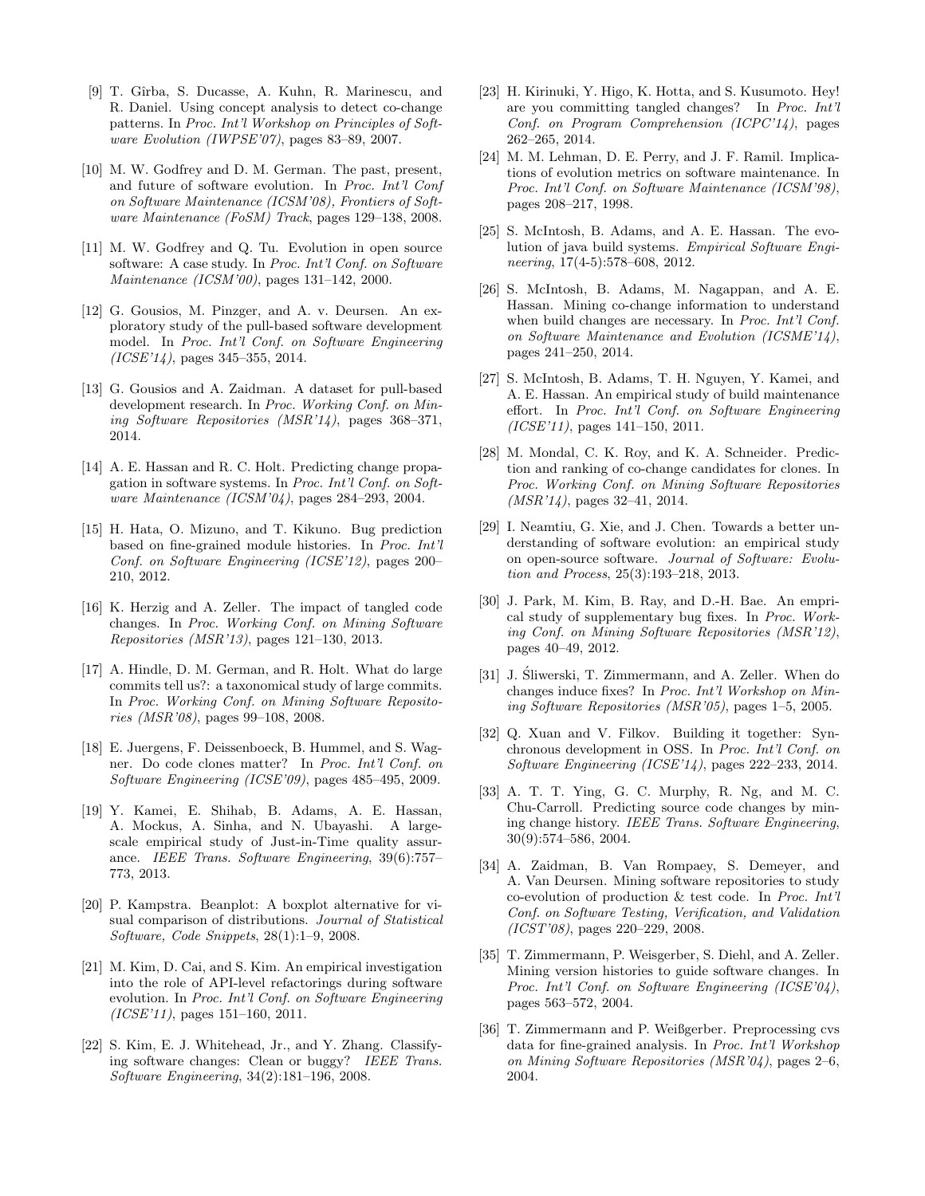[9] T. Gîrba, S. Ducasse, A. Kuhn, R. Marinescu, and R. Daniel. Using concept analysis to detect co-change patterns. In *Proc. Int'l Workshop on Principles of Software Evolution (IWPSE'07)*, pages 83–89, 2007.

[10] M. W. Godfrey and D. M. German. The past, present, and future of software evolution. In *Proc. Int'l Conf on Software Maintenance (ICSM'08), Frontiers of Software Maintenance (FoSM) Track*, pages 129–138, 2008.

[11] M. W. Godfrey and Q. Tu. Evolution in open source software: A case study. In *Proc. Int'l Conf. on Software Maintenance (ICSM'00)*, pages 131–142, 2000.

[12] G. Gousios, M. Pinzger, and A. v. Deursen. An exploratory study of the pull-based software development model. In *Proc. Int'l Conf. on Software Engineering (ICSE'14)*, pages 345–355, 2014.

[13] G. Gousios and A. Zaidman. A dataset for pull-based development research. In *Proc. Working Conf. on Mining Software Repositories (MSR'14)*, pages 368–371, 2014.

[14] A. E. Hassan and R. C. Holt. Predicting change propagation in software systems. In *Proc. Int'l Conf. on Software Maintenance (ICSM'04)*, pages 284–293, 2004.

[15] H. Hata, O. Mizuno, and T. Kikuno. Bug prediction based on fine-grained module histories. In *Proc. Int'l Conf. on Software Engineering (ICSE'12)*, pages 200–210, 2012.

[16] K. Herzig and A. Zeller. The impact of tangled code changes. In *Proc. Working Conf. on Mining Software Repositories (MSR'13)*, pages 121–130, 2013.

[17] A. Hindle, D. M. German, and R. Holt. What do large commits tell us?: a taxonomical study of large commits. In *Proc. Working Conf. on Mining Software Repositories (MSR'08)*, pages 99–108, 2008.

[18] E. Juergens, F. Deissenboeck, B. Hummel, and S. Wagner. Do code clones matter? In *Proc. Int'l Conf. on Software Engineering (ICSE'09)*, pages 485–495, 2009.

[19] Y. Kamei, E. Shihab, B. Adams, A. E. Hassan, A. Mockus, A. Sinha, and N. Ubayashi. A large-scale empirical study of Just-in-Time quality assurance. *IEEE Trans. Software Engineering*, 39(6):757–773, 2013.

[20] P. Kampstra. Beanplot: A boxplot alternative for visual comparison of distributions. *Journal of Statistical Software, Code Snippets*, 28(1):1–9, 2008.

[21] M. Kim, D. Cai, and S. Kim. An empirical investigation into the role of API-level refactorings during software evolution. In *Proc. Int'l Conf. on Software Engineering (ICSE'11)*, pages 151–160, 2011.

[22] S. Kim, E. J. Whitehead, Jr., and Y. Zhang. Classifying software changes: Clean or buggy? *IEEE Trans. Software Engineering*, 34(2):181–196, 2008.

[23] H. Kirinuki, Y. Higo, K. Hotta, and S. Kusumoto. Hey! are you committing tangled changes? In *Proc. Int'l Conf. on Program Comprehension (ICPC'14)*, pages 262–265, 2014.

[24] M. M. Lehman, D. E. Perry, and J. F. Ramil. Implications of evolution metrics on software maintenance. In *Proc. Int'l Conf. on Software Maintenance (ICSM'98)*, pages 208–217, 1998.

[25] S. McIntosh, B. Adams, and A. E. Hassan. The evolution of java build systems. *Empirical Software Engineering*, 17(4-5):578–608, 2012.

[26] S. McIntosh, B. Adams, M. Nagappan, and A. E. Hassan. Mining co-change information to understand when build changes are necessary. In *Proc. Int'l Conf. on Software Maintenance and Evolution (ICSME'14)*, pages 241–250, 2014.

[27] S. McIntosh, B. Adams, T. H. Nguyen, Y. Kamei, and A. E. Hassan. An empirical study of build maintenance effort. In *Proc. Int'l Conf. on Software Engineering (ICSE'11)*, pages 141–150, 2011.

[28] M. Mondal, C. K. Roy, and K. A. Schneider. Prediction and ranking of co-change candidates for clones. In *Proc. Working Conf. on Mining Software Repositories (MSR'14)*, pages 32–41, 2014.

[29] I. Neamtiu, G. Xie, and J. Chen. Towards a better understanding of software evolution: an empirical study on open-source software. *Journal of Software: Evolution and Process*, 25(3):193–218, 2013.

[30] J. Park, M. Kim, B. Ray, and D.-H. Bae. An emprical study of supplementary bug fixes. In *Proc. Working Conf. on Mining Software Repositories (MSR'12)*, pages 40–49, 2012.

[31] J. Śliwerski, T. Zimmermann, and A. Zeller. When do changes induce fixes? In *Proc. Int'l Workshop on Mining Software Repositories (MSR'05)*, pages 1–5, 2005.

[32] Q. Xuan and V. Filkov. Building it together: Synchronous development in OSS. In *Proc. Int'l Conf. on Software Engineering (ICSE'14)*, pages 222–233, 2014.

[33] A. T. T. Ying, G. C. Murphy, R. Ng, and M. C. Chu-Carroll. Predicting source code changes by mining change history. *IEEE Trans. Software Engineering*, 30(9):574–586, 2004.

[34] A. Zaidman, B. Van Rompaey, S. Demeyer, and A. Van Deursen. Mining software repositories to study co-evolution of production & test code. In *Proc. Int'l Conf. on Software Testing, Verification, and Validation (ICST'08)*, pages 220–229, 2008.

[35] T. Zimmermann, P. Weisgerber, S. Diehl, and A. Zeller. Mining version histories to guide software changes. In *Proc. Int'l Conf. on Software Engineering (ICSE'04)*, pages 563–572, 2004.

[36] T. Zimmermann and P. Weißgerber. Preprocessing cvs data for fine-grained analysis. In *Proc. Int'l Workshop on Mining Software Repositories (MSR'04)*, pages 2–6, 2004.